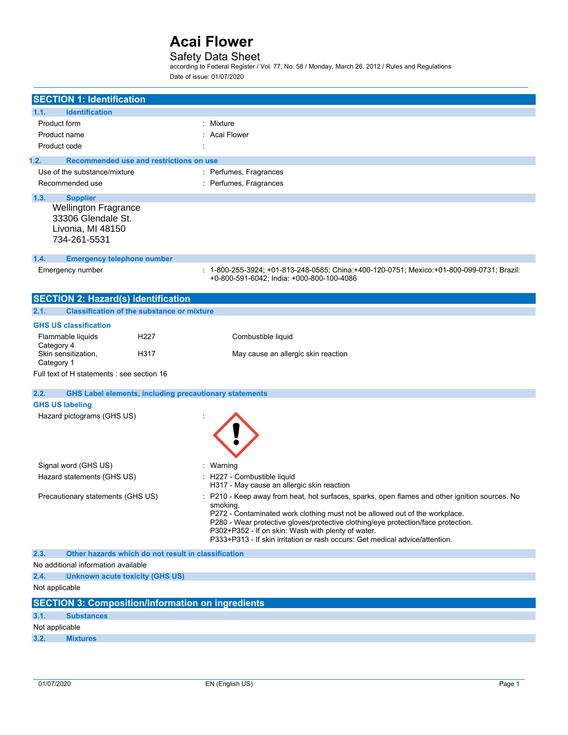# Acai Flower

## Safety Data Sheet

according to Federal Register / Vol. 77, No. 58 / Monday, March 26, 2012 / Rules and Regulations

Date of issue: 01/07/2020

## SECTION 1: Identification

### 1.1. Identification

| | |
|---|---|
| Product form | : Mixture |
| Product name | : Acai Flower |
| Product code | : |

### 1.2. Recommended use and restrictions on use

| | |
|---|---|
| Use of the substance/mixture | : Perfumes, Fragrances |
| Recommended use | : Perfumes, Fragrances |

### 1.3. Supplier

Wellington Fragrance
33306 Glendale St.
Livonia, MI 48150
734-261-5531

### 1.4. Emergency telephone number

| | |
|---|---|
| Emergency number | : 1-800-255-3924; +01-813-248-0585; China:+400-120-0751; Mexico:+01-800-099-0731; Brazil: +0-800-591-6042; India: +000-800-100-4086 |

## SECTION 2: Hazard(s) identification

### 2.1. Classification of the substance or mixture

**GHS US classification**

| | | |
|---|---|---|
| Flammable liquids Category 4 | H227 | Combustible liquid |
| Skin sensitization, Category 1 | H317 | May cause an allergic skin reaction |

Full text of H statements : see section 16

### 2.2. GHS Label elements, including precautionary statements

**GHS US labeling**

Hazard pictograms (GHS US) :

Signal word (GHS US) : Warning

Hazard statements (GHS US) :
H227 - Combustible liquid
H317 - May cause an allergic skin reaction

Precautionary statements (GHS US) :
P210 - Keep away from heat, hot surfaces, sparks, open flames and other ignition sources. No smoking.
P272 - Contaminated work clothing must not be allowed out of the workplace.
P280 - Wear protective gloves/protective clothing/eye protection/face protection.
P302+P352 - If on skin: Wash with plenty of water.
P333+P313 - If skin irritation or rash occurs: Get medical advice/attention.

### 2.3. Other hazards which do not result in classification

No additional information available

### 2.4. Unknown acute toxicity (GHS US)

Not applicable

## SECTION 3: Composition/Information on ingredients

### 3.1. Substances

Not applicable

### 3.2. Mixtures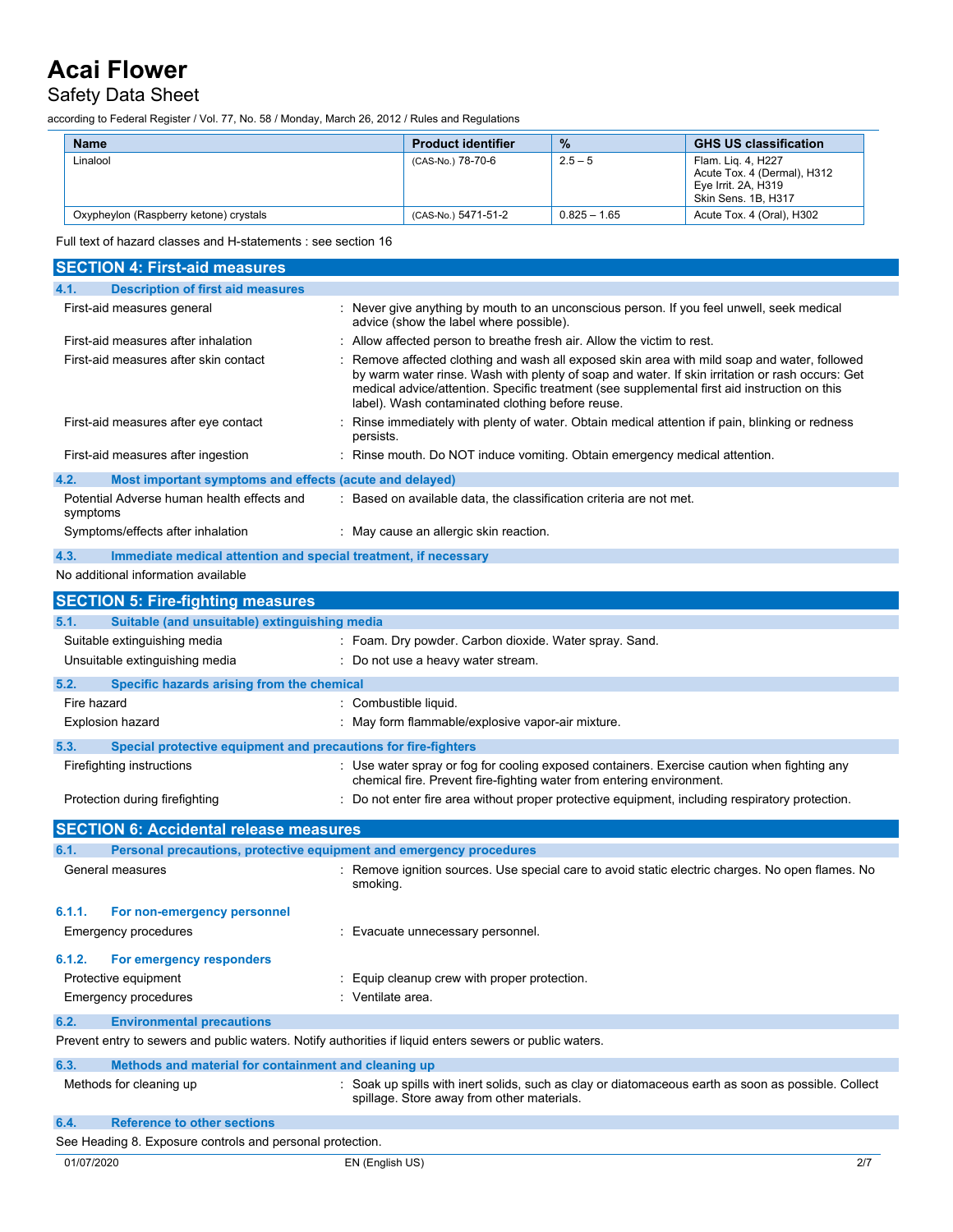| Name | Product identifier | % | GHS US classification |
|---|---|---|---|
| Linalool | (CAS-No.) 78-70-6 | 2.5 – 5 | Flam. Liq. 4, H227<br>Acute Tox. 4 (Dermal), H312<br>Eye Irrit. 2A, H319<br>Skin Sens. 1B, H317 |
| Oxypheylon (Raspberry ketone) crystals | (CAS-No.) 5471-51-2 | 0.825 – 1.65 | Acute Tox. 4 (Oral), H302 |

Full text of hazard classes and H-statements : see section 16

## SECTION 4: First-aid measures

### 4.1. Description of first aid measures

First-aid measures general : Never give anything by mouth to an unconscious person. If you feel unwell, seek medical advice (show the label where possible).

First-aid measures after inhalation : Allow affected person to breathe fresh air. Allow the victim to rest.

First-aid measures after skin contact : Remove affected clothing and wash all exposed skin area with mild soap and water, followed by warm water rinse. Wash with plenty of soap and water. If skin irritation or rash occurs: Get medical advice/attention. Specific treatment (see supplemental first aid instruction on this label). Wash contaminated clothing before reuse.

First-aid measures after eye contact : Rinse immediately with plenty of water. Obtain medical attention if pain, blinking or redness persists.

First-aid measures after ingestion : Rinse mouth. Do NOT induce vomiting. Obtain emergency medical attention.

### 4.2. Most important symptoms and effects (acute and delayed)

Potential Adverse human health effects and symptoms : Based on available data, the classification criteria are not met.

Symptoms/effects after inhalation : May cause an allergic skin reaction.

### 4.3. Immediate medical attention and special treatment, if necessary

No additional information available

## SECTION 5: Fire-fighting measures

### 5.1. Suitable (and unsuitable) extinguishing media

Suitable extinguishing media : Foam. Dry powder. Carbon dioxide. Water spray. Sand.

Unsuitable extinguishing media : Do not use a heavy water stream.

### 5.2. Specific hazards arising from the chemical

Fire hazard : Combustible liquid.

Explosion hazard : May form flammable/explosive vapor-air mixture.

### 5.3. Special protective equipment and precautions for fire-fighters

Firefighting instructions : Use water spray or fog for cooling exposed containers. Exercise caution when fighting any chemical fire. Prevent fire-fighting water from entering environment.

Protection during firefighting : Do not enter fire area without proper protective equipment, including respiratory protection.

## SECTION 6: Accidental release measures

### 6.1. Personal precautions, protective equipment and emergency procedures

General measures : Remove ignition sources. Use special care to avoid static electric charges. No open flames. No smoking.

#### 6.1.1. For non-emergency personnel

Emergency procedures : Evacuate unnecessary personnel.

#### 6.1.2. For emergency responders

Protective equipment : Equip cleanup crew with proper protection.

Emergency procedures : Ventilate area.

### 6.2. Environmental precautions

Prevent entry to sewers and public waters. Notify authorities if liquid enters sewers or public waters.

### 6.3. Methods and material for containment and cleaning up

Methods for cleaning up : Soak up spills with inert solids, such as clay or diatomaceous earth as soon as possible. Collect spillage. Store away from other materials.

### 6.4. Reference to other sections

See Heading 8. Exposure controls and personal protection.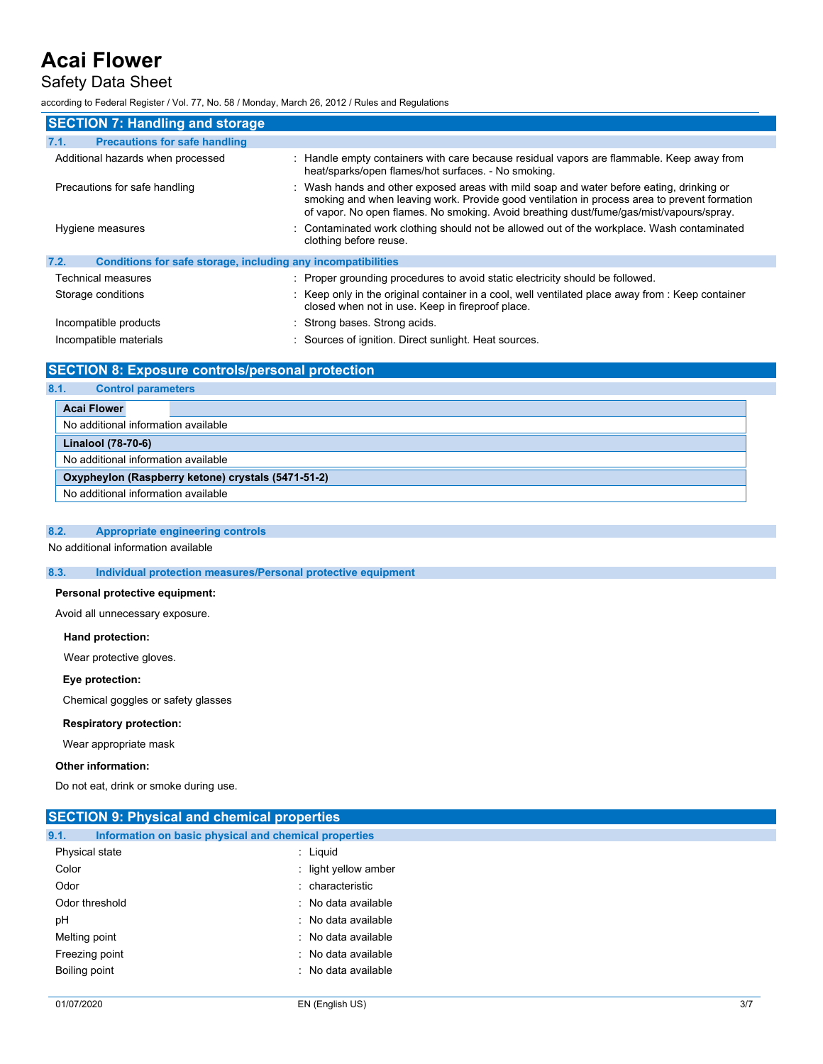## SECTION 7: Handling and storage

### 7.1. Precautions for safe handling

| | |
|---|---|
| Additional hazards when processed | : Handle empty containers with care because residual vapors are flammable. Keep away from heat/sparks/open flames/hot surfaces. - No smoking. |
| Precautions for safe handling | : Wash hands and other exposed areas with mild soap and water before eating, drinking or smoking and when leaving work. Provide good ventilation in process area to prevent formation of vapor. No open flames. No smoking. Avoid breathing dust/fume/gas/mist/vapours/spray. |
| Hygiene measures | : Contaminated work clothing should not be allowed out of the workplace. Wash contaminated clothing before reuse. |

### 7.2. Conditions for safe storage, including any incompatibilities

| | |
|---|---|
| Technical measures | : Proper grounding procedures to avoid static electricity should be followed. |
| Storage conditions | : Keep only in the original container in a cool, well ventilated place away from : Keep container closed when not in use. Keep in fireproof place. |
| Incompatible products | : Strong bases. Strong acids. |
| Incompatible materials | : Sources of ignition. Direct sunlight. Heat sources. |

## SECTION 8: Exposure controls/personal protection

### 8.1. Control parameters

| **Acai Flower** |
|---|
| No additional information available |
| **Linalool (78-70-6)** |
| No additional information available |
| **Oxypheylon (Raspberry ketone) crystals (5471-51-2)** |
| No additional information available |

### 8.2. Appropriate engineering controls

No additional information available

### 8.3. Individual protection measures/Personal protective equipment

**Personal protective equipment:**

Avoid all unnecessary exposure.

**Hand protection:**

Wear protective gloves.

**Eye protection:**

Chemical goggles or safety glasses

**Respiratory protection:**

Wear appropriate mask

**Other information:**

Do not eat, drink or smoke during use.

## SECTION 9: Physical and chemical properties

### 9.1. Information on basic physical and chemical properties

| | |
|---|---|
| Physical state | : Liquid |
| Color | : light yellow amber |
| Odor | : characteristic |
| Odor threshold | : No data available |
| pH | : No data available |
| Melting point | : No data available |
| Freezing point | : No data available |
| Boiling point | : No data available |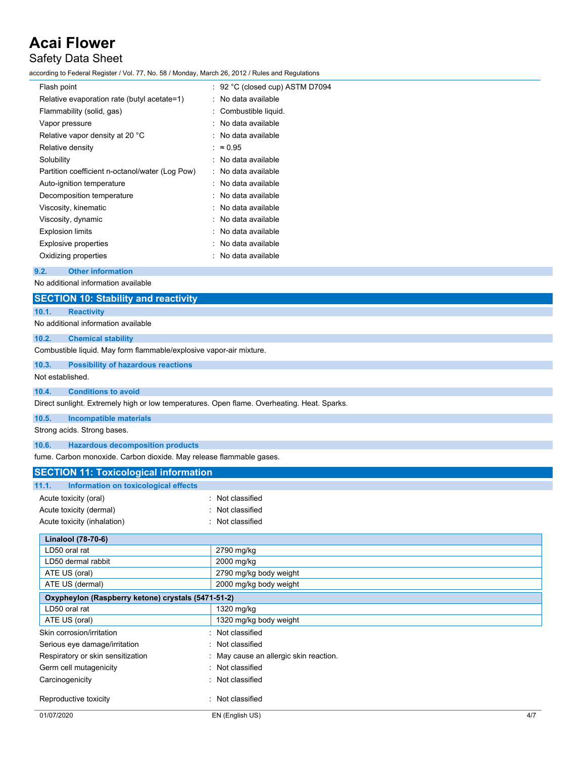| | |
|---|---|
| Flash point | : 92 °C (closed cup) ASTM D7094 |
| Relative evaporation rate (butyl acetate=1) | : No data available |
| Flammability (solid, gas) | : Combustible liquid. |
| Vapor pressure | : No data available |
| Relative vapor density at 20 °C | : No data available |
| Relative density | : ≈ 0.95 |
| Solubility | : No data available |
| Partition coefficient n-octanol/water (Log Pow) | : No data available |
| Auto-ignition temperature | : No data available |
| Decomposition temperature | : No data available |
| Viscosity, kinematic | : No data available |
| Viscosity, dynamic | : No data available |
| Explosion limits | : No data available |
| Explosive properties | : No data available |
| Oxidizing properties | : No data available |

### 9.2. Other information

No additional information available

## SECTION 10: Stability and reactivity

### 10.1. Reactivity

No additional information available

### 10.2. Chemical stability

Combustible liquid. May form flammable/explosive vapor-air mixture.

### 10.3. Possibility of hazardous reactions

Not established.

### 10.4. Conditions to avoid

Direct sunlight. Extremely high or low temperatures. Open flame. Overheating. Heat. Sparks.

### 10.5. Incompatible materials

Strong acids. Strong bases.

### 10.6. Hazardous decomposition products

fume. Carbon monoxide. Carbon dioxide. May release flammable gases.

## SECTION 11: Toxicological information

### 11.1. Information on toxicological effects

| | |
|---|---|
| Acute toxicity (oral) | : Not classified |
| Acute toxicity (dermal) | : Not classified |
| Acute toxicity (inhalation) | : Not classified |

| **Linalool (78-70-6)** | |
|---|---|
| LD50 oral rat | 2790 mg/kg |
| LD50 dermal rabbit | 2000 mg/kg |
| ATE US (oral) | 2790 mg/kg body weight |
| ATE US (dermal) | 2000 mg/kg body weight |
| **Oxypheylon (Raspberry ketone) crystals (5471-51-2)** | |
| LD50 oral rat | 1320 mg/kg |
| ATE US (oral) | 1320 mg/kg body weight |

| | |
|---|---|
| Skin corrosion/irritation | : Not classified |
| Serious eye damage/irritation | : Not classified |
| Respiratory or skin sensitization | : May cause an allergic skin reaction. |
| Germ cell mutagenicity | : Not classified |
| Carcinogenicity | : Not classified |
| Reproductive toxicity | : Not classified |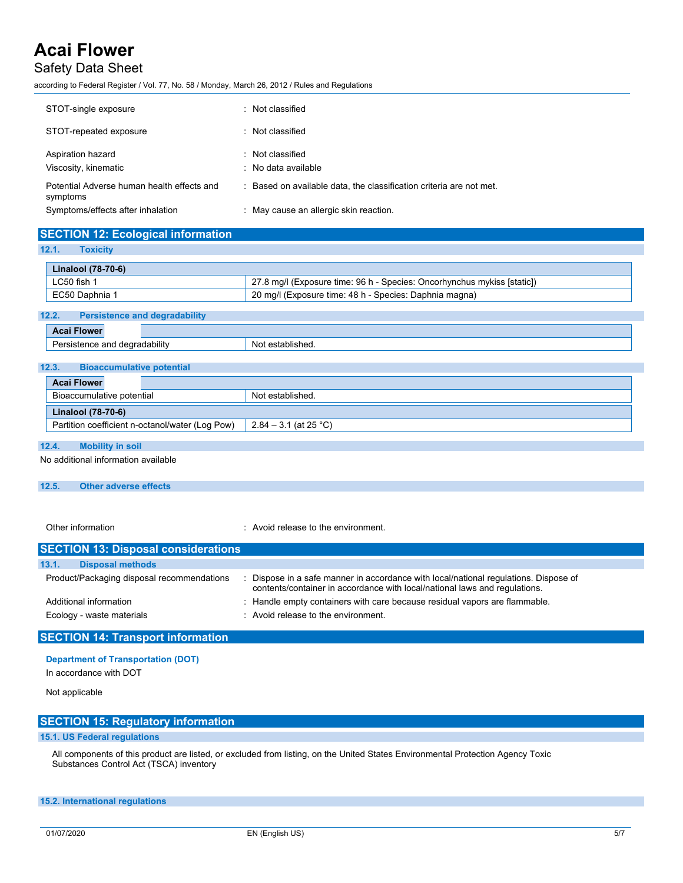| | |
|---|---|
| STOT-single exposure | : Not classified |
| STOT-repeated exposure | : Not classified |
| Aspiration hazard | : Not classified |
| Viscosity, kinematic | : No data available |
| Potential Adverse human health effects and symptoms | : Based on available data, the classification criteria are not met. |
| Symptoms/effects after inhalation | : May cause an allergic skin reaction. |

## SECTION 12: Ecological information

### 12.1. Toxicity

| Linalool (78-70-6) | |
|---|---|
| LC50 fish 1 | 27.8 mg/l (Exposure time: 96 h - Species: Oncorhynchus mykiss [static]) |
| EC50 Daphnia 1 | 20 mg/l (Exposure time: 48 h - Species: Daphnia magna) |

### 12.2. Persistence and degradability

| Acai Flower | |
|---|---|
| Persistence and degradability | Not established. |

### 12.3. Bioaccumulative potential

| Acai Flower | |
|---|---|
| Bioaccumulative potential | Not established. |
| **Linalool (78-70-6)** | |
| Partition coefficient n-octanol/water (Log Pow) | 2.84 – 3.1 (at 25 °C) |

### 12.4. Mobility in soil

No additional information available

### 12.5. Other adverse effects

| | |
|---|---|
| Other information | : Avoid release to the environment. |

## SECTION 13: Disposal considerations

### 13.1. Disposal methods

| | |
|---|---|
| Product/Packaging disposal recommendations | : Dispose in a safe manner in accordance with local/national regulations. Dispose of contents/container in accordance with local/national laws and regulations. |
| Additional information | : Handle empty containers with care because residual vapors are flammable. |
| Ecology - waste materials | : Avoid release to the environment. |

## SECTION 14: Transport information

**Department of Transportation (DOT)**

In accordance with DOT

Not applicable

## SECTION 15: Regulatory information

### 15.1. US Federal regulations

All components of this product are listed, or excluded from listing, on the United States Environmental Protection Agency Toxic Substances Control Act (TSCA) inventory

### 15.2. International regulations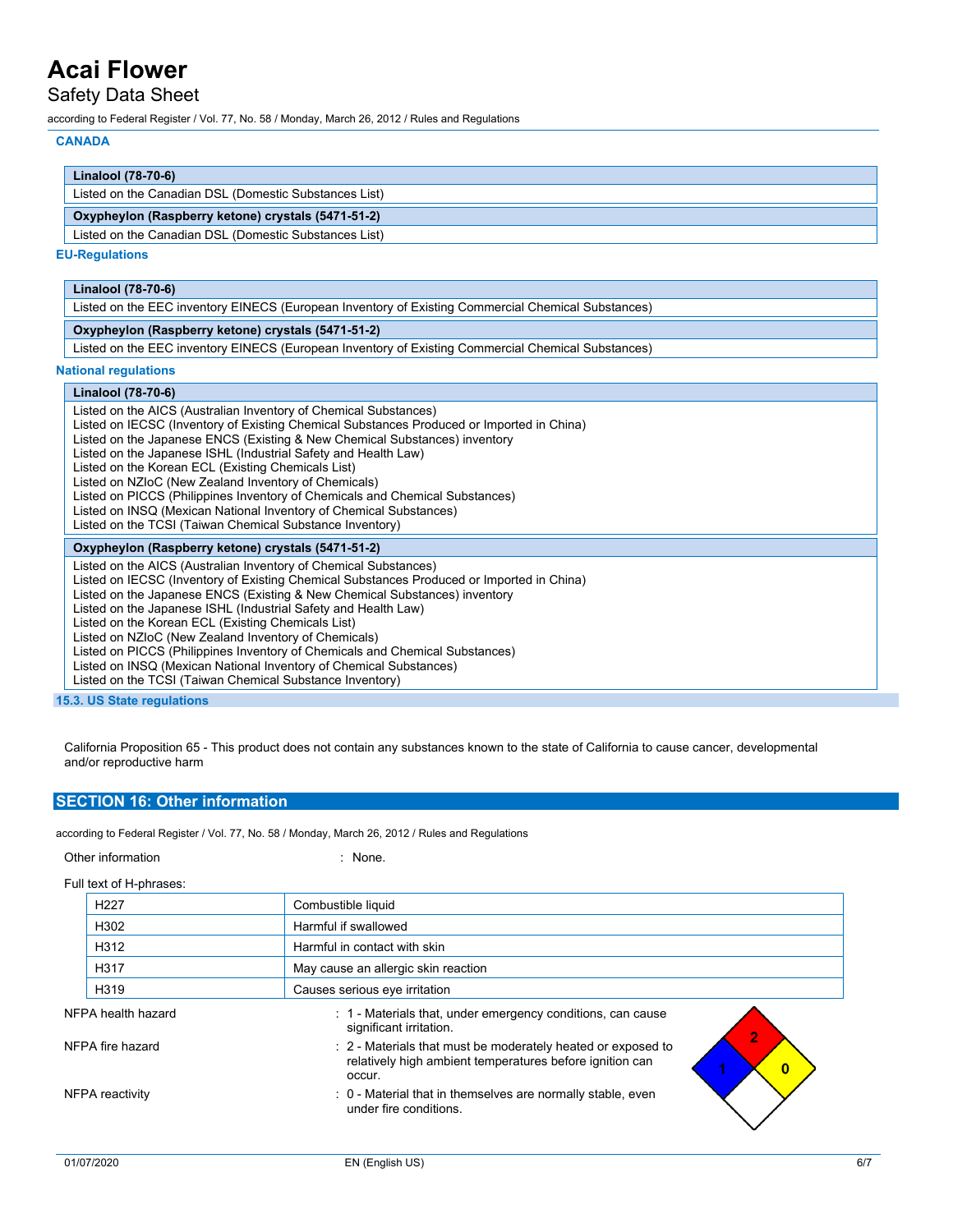#### CANADA

| Linalool (78-70-6) |
|---|
| Listed on the Canadian DSL (Domestic Substances List) |

| Oxypheylon (Raspberry ketone) crystals (5471-51-2) |
|---|
| Listed on the Canadian DSL (Domestic Substances List) |

#### EU-Regulations

| Linalool (78-70-6) |
|---|
| Listed on the EEC inventory EINECS (European Inventory of Existing Commercial Chemical Substances) |

| Oxypheylon (Raspberry ketone) crystals (5471-51-2) |
|---|
| Listed on the EEC inventory EINECS (European Inventory of Existing Commercial Chemical Substances) |

#### National regulations

| Linalool (78-70-6) |
|---|
| Listed on the AICS (Australian Inventory of Chemical Substances)<br>Listed on IECSC (Inventory of Existing Chemical Substances Produced or Imported in China)<br>Listed on the Japanese ENCS (Existing & New Chemical Substances) inventory<br>Listed on the Japanese ISHL (Industrial Safety and Health Law)<br>Listed on the Korean ECL (Existing Chemicals List)<br>Listed on NZIoC (New Zealand Inventory of Chemicals)<br>Listed on PICCS (Philippines Inventory of Chemicals and Chemical Substances)<br>Listed on INSQ (Mexican National Inventory of Chemical Substances)<br>Listed on the TCSI (Taiwan Chemical Substance Inventory) |

| Oxypheylon (Raspberry ketone) crystals (5471-51-2) |
|---|
| Listed on the AICS (Australian Inventory of Chemical Substances)<br>Listed on IECSC (Inventory of Existing Chemical Substances Produced or Imported in China)<br>Listed on the Japanese ENCS (Existing & New Chemical Substances) inventory<br>Listed on the Japanese ISHL (Industrial Safety and Health Law)<br>Listed on the Korean ECL (Existing Chemicals List)<br>Listed on NZIoC (New Zealand Inventory of Chemicals)<br>Listed on PICCS (Philippines Inventory of Chemicals and Chemical Substances)<br>Listed on INSQ (Mexican National Inventory of Chemical Substances)<br>Listed on the TCSI (Taiwan Chemical Substance Inventory) |

### 15.3. US State regulations

California Proposition 65 - This product does not contain any substances known to the state of California to cause cancer, developmental and/or reproductive harm

## SECTION 16: Other information

according to Federal Register / Vol. 77, No. 58 / Monday, March 26, 2012 / Rules and Regulations

Other information : None.

Full text of H-phrases:

| H-phrase | Text |
|---|---|
| H227 | Combustible liquid |
| H302 | Harmful if swallowed |
| H312 | Harmful in contact with skin |
| H317 | May cause an allergic skin reaction |
| H319 | Causes serious eye irritation |

NFPA health hazard : 1 - Materials that, under emergency conditions, can cause significant irritation.

NFPA fire hazard : 2 - Materials that must be moderately heated or exposed to relatively high ambient temperatures before ignition can occur.

NFPA reactivity : 0 - Material that in themselves are normally stable, even under fire conditions.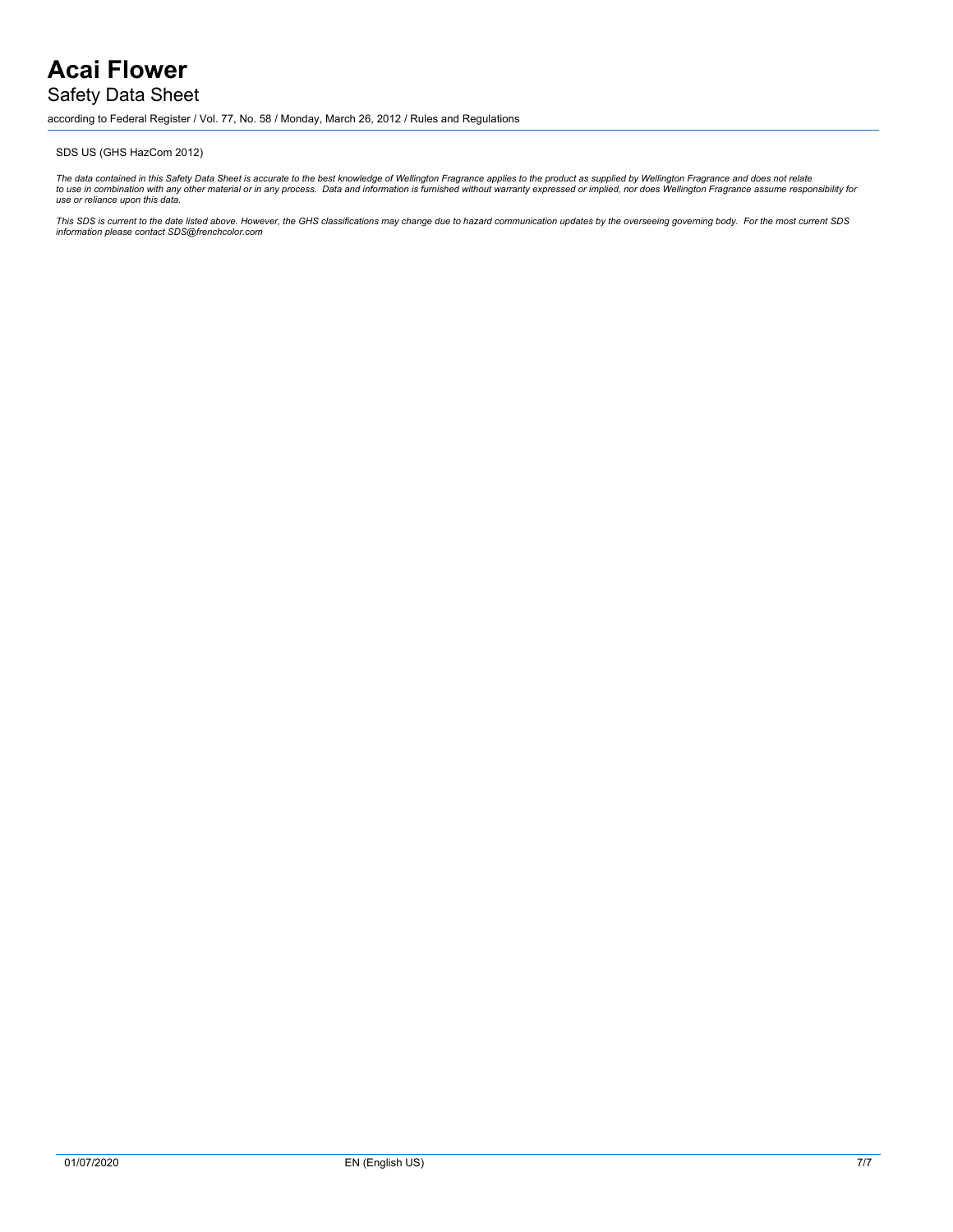SDS US (GHS HazCom 2012)

*The data contained in this Safety Data Sheet is accurate to the best knowledge of Wellington Fragrance applies to the product as supplied by Wellington Fragrance and does not relate to use in combination with any other material or in any process. Data and information is furnished without warranty expressed or implied, nor does Wellington Fragrance assume responsibility for use or reliance upon this data.*

*This SDS is current to the date listed above. However, the GHS classifications may change due to hazard communication updates by the overseeing governing body. For the most current SDS information please contact SDS@frenchcolor.com*